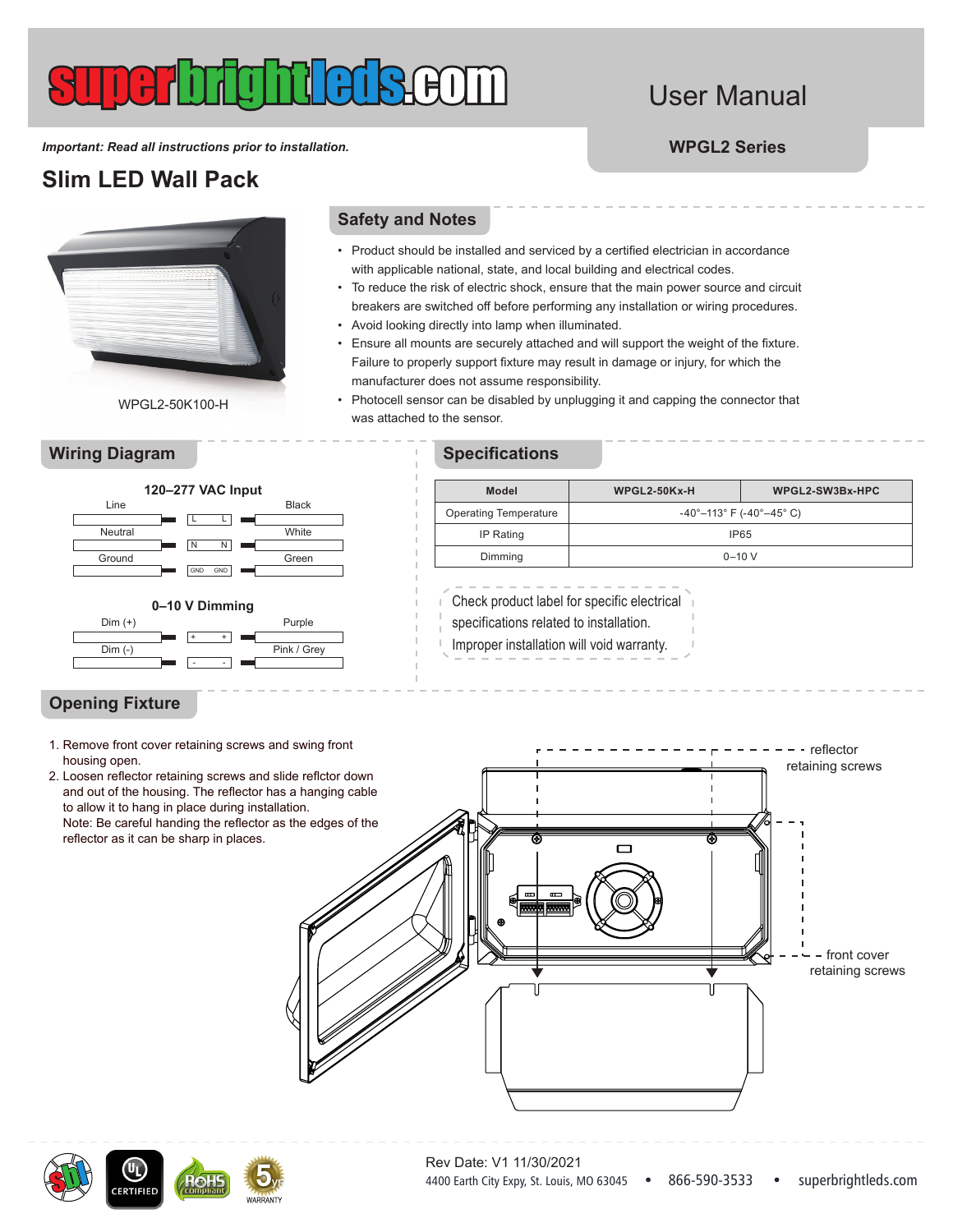# Slim LED Wall Pack

User Manual

**WPGL2 Series**

***Important: Read all instructions prior to installation.***

WPGL2-50K100-H

## Safety and Notes

- Product should be installed and serviced by a certified electrician in accordance with applicable national, state, and local building and electrical codes.
- To reduce the risk of electric shock, ensure that the main power source and circuit breakers are switched off before performing any installation or wiring procedures.
- Avoid looking directly into lamp when illuminated.
- Ensure all mounts are securely attached and will support the weight of the fixture. Failure to properly support fixture may result in damage or injury, for which the manufacturer does not assume responsibility.
- Photocell sensor can be disabled by unplugging it and capping the connector that was attached to the sensor.

## Wiring Diagram

**120–277 VAC Input**

| Input | Terminal | Fixture |
|---|---|---|
| Line | L – L | Black |
| Neutral | N – N | White |
| Ground | GND – GND | Green |

**0–10 V Dimming**

| Input | Terminal | Fixture |
|---|---|---|
| Dim (+) | + – + | Purple |
| Dim (-) | - – - | Pink / Grey |

## Specifications

| Model | WPGL2-50Kx-H | WPGL2-SW3Bx-HPC |
|---|---|---|
| Operating Temperature | -40°–113° F (-40°–45° C) | |
| IP Rating | IP65 | |
| Dimming | 0–10 V | |

Check product label for specific electrical specifications related to installation. Improper installation will void warranty.

## Opening Fixture

1. Remove front cover retaining screws and swing front housing open.
2. Loosen reflector retaining screws and slide reflctor down and out of the housing. The reflector has a hanging cable to allow it to hang in place during installation.
   Note: Be careful handing the reflector as the edges of the reflector as it can be sharp in places.

reflector retaining screws

front cover retaining screws

Rev Date: V1 11/30/2021

4400 Earth City Expy, St. Louis, MO 63045 • 866-590-3533 • superbrightleds.com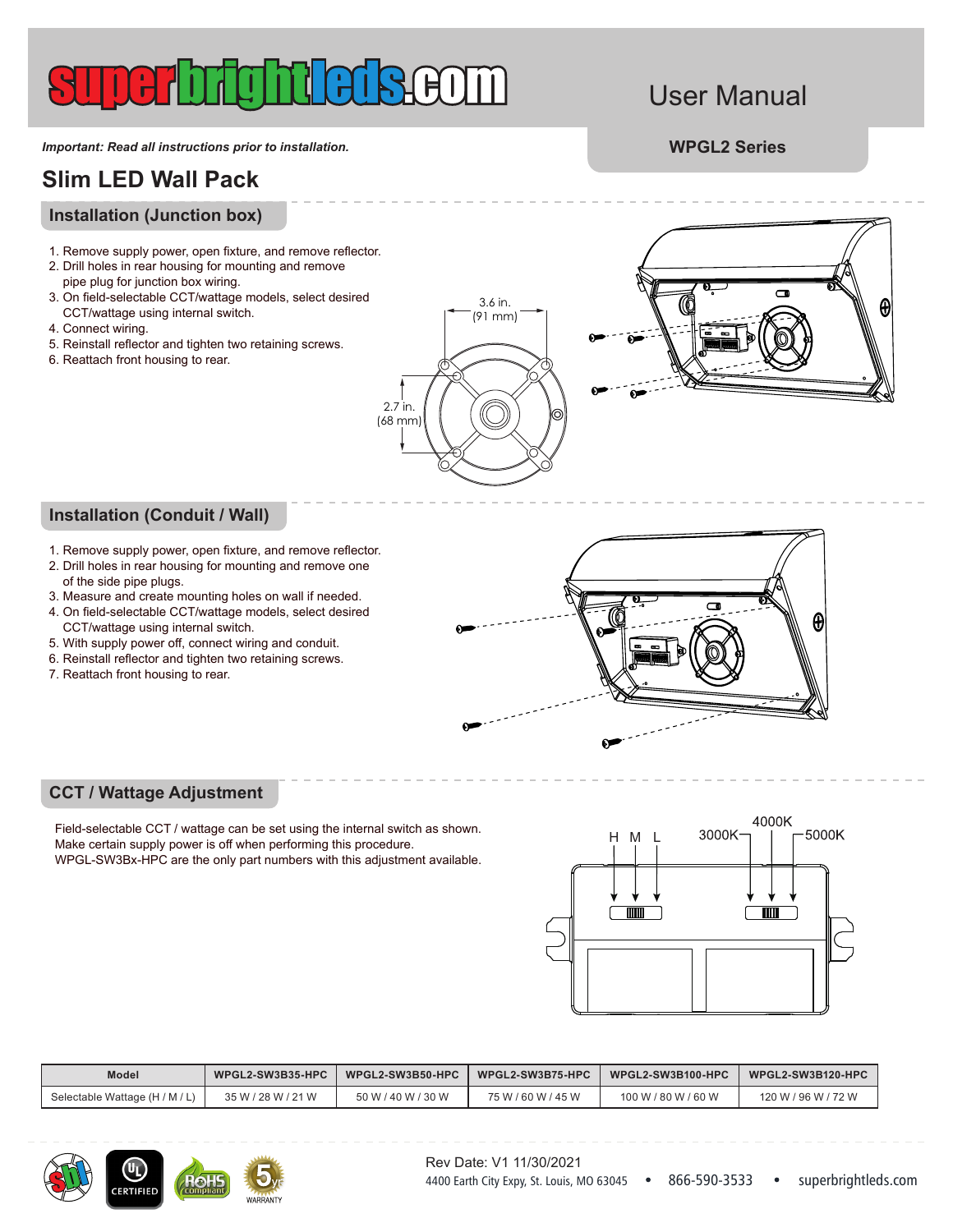User Manual

*Important: Read all instructions prior to installation.*

**WPGL2 Series**

# Slim LED Wall Pack

## Installation (Junction box)

1. Remove supply power, open fixture, and remove reflector.
2. Drill holes in rear housing for mounting and remove pipe plug for junction box wiring.
3. On field-selectable CCT/wattage models, select desired CCT/wattage using internal switch.
4. Connect wiring.
5. Reinstall reflector and tighten two retaining screws.
6. Reattach front housing to rear.

3.6 in.
(91 mm)

2.7 in.
(68 mm)

## Installation (Conduit / Wall)

1. Remove supply power, open fixture, and remove reflector.
2. Drill holes in rear housing for mounting and remove one of the side pipe plugs.
3. Measure and create mounting holes on wall if needed.
4. On field-selectable CCT/wattage models, select desired CCT/wattage using internal switch.
5. With supply power off, connect wiring and conduit.
6. Reinstall reflector and tighten two retaining screws.
7. Reattach front housing to rear.

## CCT / Wattage Adjustment

Field-selectable CCT / wattage can be set using the internal switch as shown.
Make certain supply power is off when performing this procedure.
WPGL-SW3Bx-HPC are the only part numbers with this adjustment available.

H M L

3000K 4000K 5000K

| Model | WPGL2-SW3B35-HPC | WPGL2-SW3B50-HPC | WPGL2-SW3B75-HPC | WPGL2-SW3B100-HPC | WPGL2-SW3B120-HPC |
|---|---|---|---|---|---|
| Selectable Wattage (H / M / L) | 35 W / 28 W / 21 W | 50 W / 40 W / 30 W | 75 W / 60 W / 45 W | 100 W / 80 W / 60 W | 120 W / 96 W / 72 W |

Rev Date: V1 11/30/2021
4400 Earth City Expy, St. Louis, MO 63045 • 866-590-3533 • superbrightleds.com